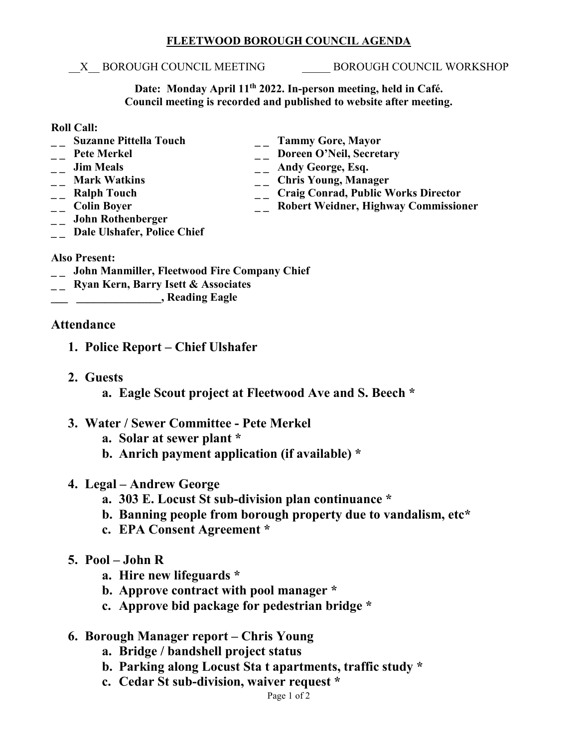# FLEETWOOD BOROUGH COUNCIL AGENDA

\_\_X\_\_ BOROUGH COUNCIL MEETING     \_\_\_\_\_ BOROUGH COUNCIL WORKSHOP

**Date: Monday April 11th 2022. In-person meeting, held in Café.**
**Council meeting is recorded and published to website after meeting.**

**Roll Call:**

- _ _ **Suzanne Pittella Touch**
- _ _ **Pete Merkel**
- _ _ **Jim Meals**
- _ _ **Mark Watkins**
- _ _ **Ralph Touch**
- _ _ **Colin Boyer**
- _ _ **John Rothenberger**
- _ _ **Dale Ulshafer, Police Chief**
- _ _ **Tammy Gore, Mayor**
- _ _ **Doreen O'Neil, Secretary**
- _ _ **Andy George, Esq.**
- _ _ **Chris Young, Manager**
- _ _ **Craig Conrad, Public Works Director**
- _ _ **Robert Weidner, Highway Commissioner**

**Also Present:**

- _ _ **John Manmiller, Fleetwood Fire Company Chief**
- _ _ **Ryan Kern, Barry Isett & Associates**
- \_\_\_ **\_\_\_\_\_\_\_\_\_\_\_\_\_\_\_, Reading Eagle**

## Attendance

1. **Police Report – Chief Ulshafer**

2. **Guests**
   a. **Eagle Scout project at Fleetwood Ave and S. Beech ***

3. **Water / Sewer Committee - Pete Merkel**
   a. **Solar at sewer plant ***
   b. **Anrich payment application (if available) ***

4. **Legal – Andrew George**
   a. **303 E. Locust St sub-division plan continuance ***
   b. **Banning people from borough property due to vandalism, etc***
   c. **EPA Consent Agreement ***

5. **Pool – John R**
   a. **Hire new lifeguards ***
   b. **Approve contract with pool manager ***
   c. **Approve bid package for pedestrian bridge ***

6. **Borough Manager report – Chris Young**
   a. **Bridge / bandshell project status**
   b. **Parking along Locust Sta t apartments, traffic study ***
   c. **Cedar St sub-division, waiver request ***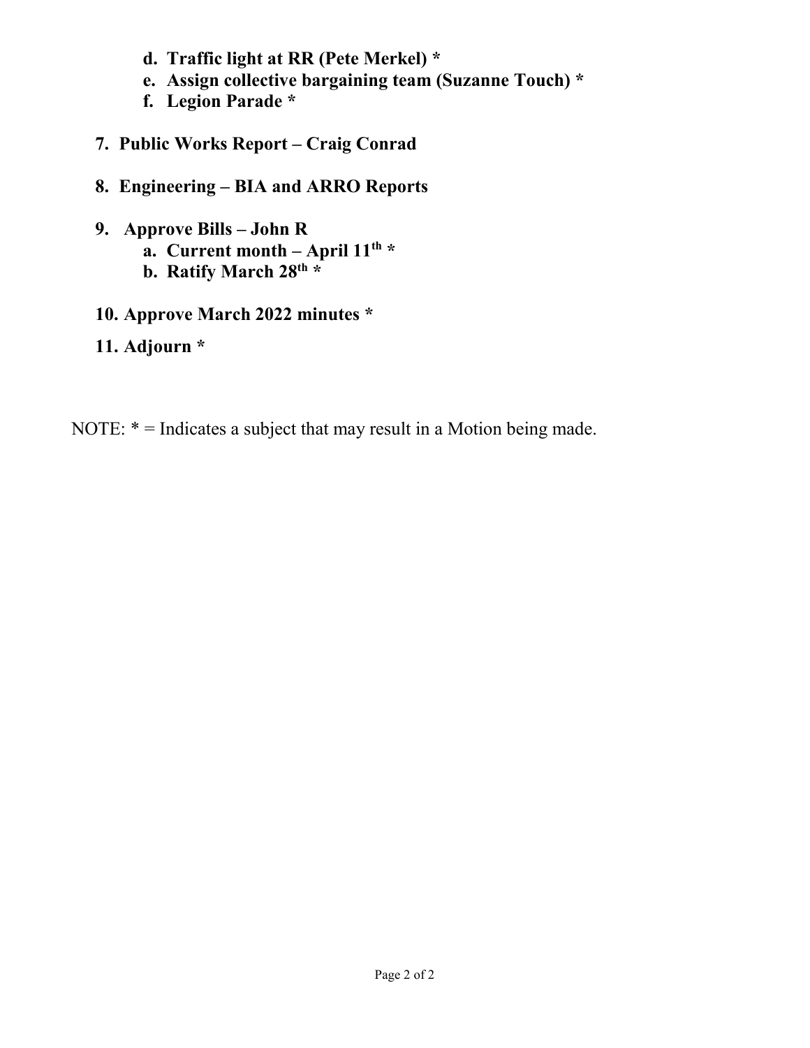d. **Traffic light at RR (Pete Merkel) ***
   e. **Assign collective bargaining team (Suzanne Touch) ***
   f. **Legion Parade ***

7. **Public Works Report – Craig Conrad**

8. **Engineering – BIA and ARRO Reports**

9. **Approve Bills – John R**
   a. **Current month – April 11th ***
   b. **Ratify March 28th ***

10. **Approve March 2022 minutes ***

11. **Adjourn ***

NOTE: * = Indicates a subject that may result in a Motion being made.